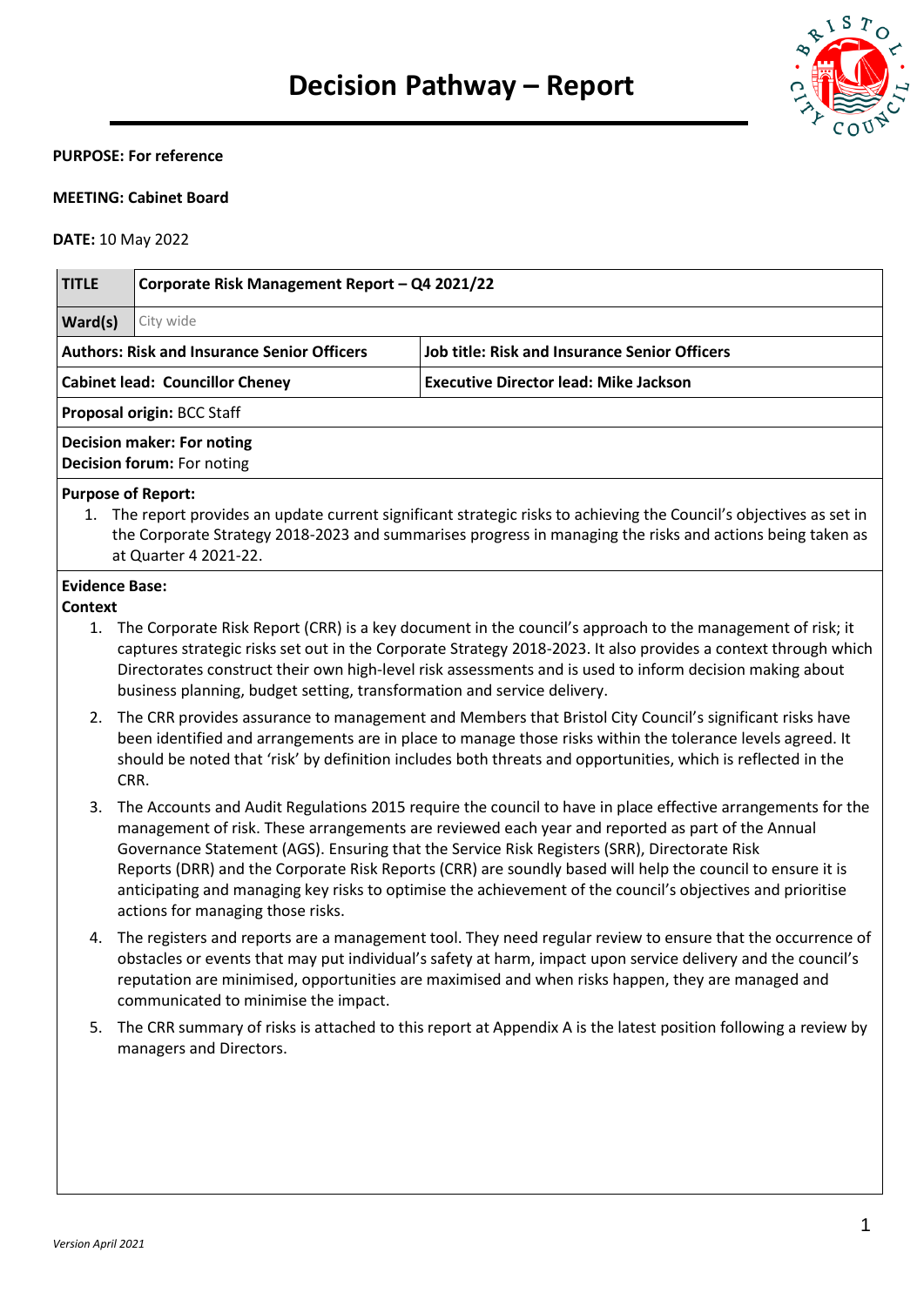# Decision Pathway – Report

**PURPOSE: For reference**

**MEETING: Cabinet Board**

**DATE:** 10 May 2022

| **TITLE** | **Corporate Risk Management Report – Q4 2021/22** | |
|---|---|---|
| **Ward(s)** | City wide | |
| **Authors: Risk and Insurance Senior Officers** | | **Job title: Risk and Insurance Senior Officers** |
| **Cabinet lead: Councillor Cheney** | | **Executive Director lead: Mike Jackson** |
| **Proposal origin:** BCC Staff | | |
| **Decision maker: For noting**<br>**Decision forum:** For noting | | |

**Purpose of Report:**

1. The report provides an update current significant strategic risks to achieving the Council's objectives as set in the Corporate Strategy 2018-2023 and summarises progress in managing the risks and actions being taken as at Quarter 4 2021-22.

**Evidence Base:**

**Context**

1. The Corporate Risk Report (CRR) is a key document in the council's approach to the management of risk; it captures strategic risks set out in the Corporate Strategy 2018-2023. It also provides a context through which Directorates construct their own high-level risk assessments and is used to inform decision making about business planning, budget setting, transformation and service delivery.
2. The CRR provides assurance to management and Members that Bristol City Council's significant risks have been identified and arrangements are in place to manage those risks within the tolerance levels agreed. It should be noted that 'risk' by definition includes both threats and opportunities, which is reflected in the CRR.
3. The Accounts and Audit Regulations 2015 require the council to have in place effective arrangements for the management of risk. These arrangements are reviewed each year and reported as part of the Annual Governance Statement (AGS). Ensuring that the Service Risk Registers (SRR), Directorate Risk Reports (DRR) and the Corporate Risk Reports (CRR) are soundly based will help the council to ensure it is anticipating and managing key risks to optimise the achievement of the council's objectives and prioritise actions for managing those risks.
4. The registers and reports are a management tool. They need regular review to ensure that the occurrence of obstacles or events that may put individual's safety at harm, impact upon service delivery and the council's reputation are minimised, opportunities are maximised and when risks happen, they are managed and communicated to minimise the impact.
5. The CRR summary of risks is attached to this report at Appendix A is the latest position following a review by managers and Directors.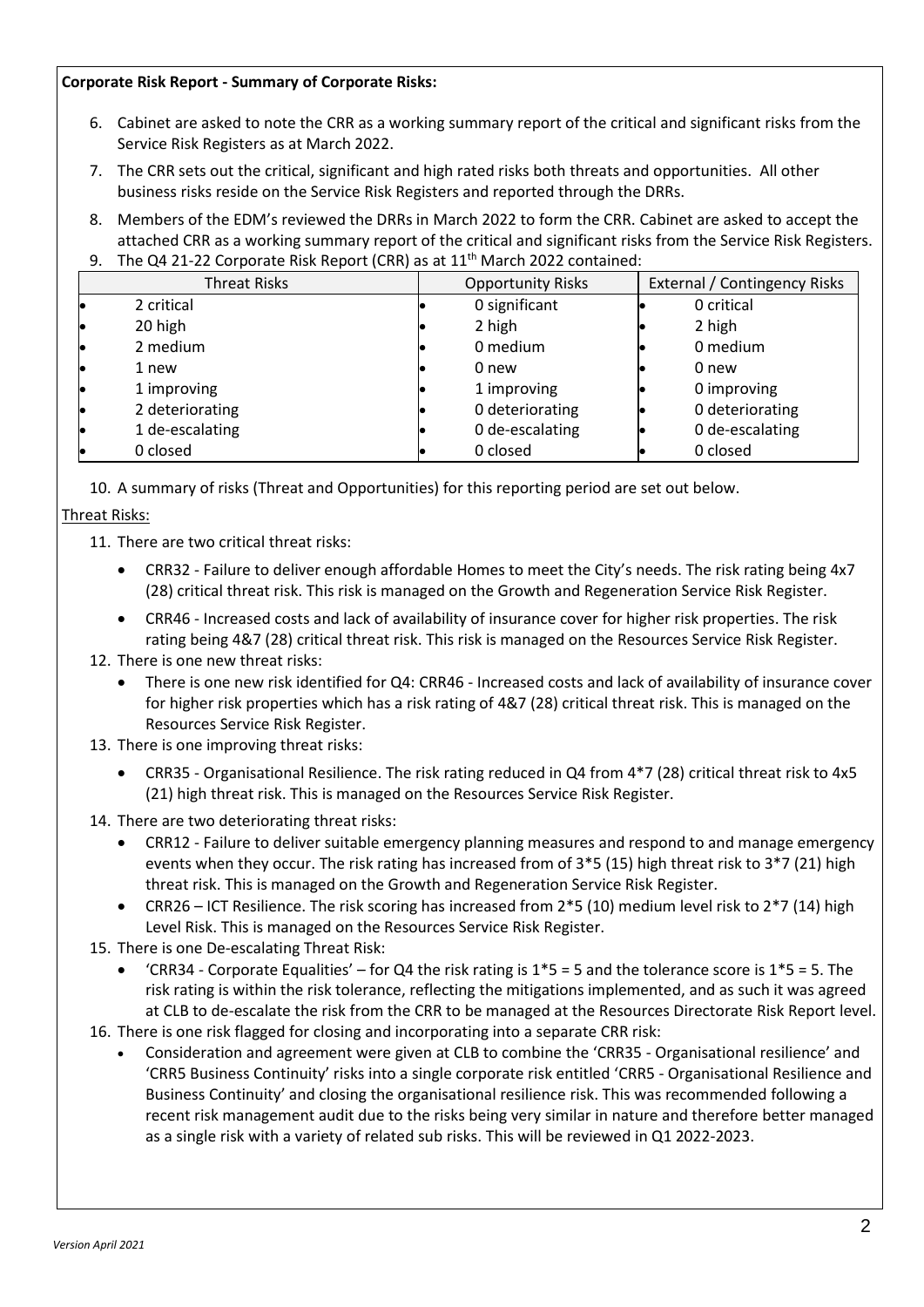**Corporate Risk Report - Summary of Corporate Risks:**

6. Cabinet are asked to note the CRR as a working summary report of the critical and significant risks from the Service Risk Registers as at March 2022.
7. The CRR sets out the critical, significant and high rated risks both threats and opportunities. All other business risks reside on the Service Risk Registers and reported through the DRRs.
8. Members of the EDM's reviewed the DRRs in March 2022 to form the CRR. Cabinet are asked to accept the attached CRR as a working summary report of the critical and significant risks from the Service Risk Registers.
9. The Q4 21-22 Corporate Risk Report (CRR) as at 11th March 2022 contained:

| Threat Risks | Opportunity Risks | External / Contingency Risks |
|---|---|---|
| • 2 critical | • 0 significant | • 0 critical |
| • 20 high | • 2 high | • 2 high |
| • 2 medium | • 0 medium | • 0 medium |
| • 1 new | • 0 new | • 0 new |
| • 1 improving | • 1 improving | • 0 improving |
| • 2 deteriorating | • 0 deteriorating | • 0 deteriorating |
| • 1 de-escalating | • 0 de-escalating | • 0 de-escalating |
| • 0 closed | • 0 closed | • 0 closed |

10. A summary of risks (Threat and Opportunities) for this reporting period are set out below.

Threat Risks:

11. There are two critical threat risks:
    - CRR32 - Failure to deliver enough affordable Homes to meet the City's needs. The risk rating being 4x7 (28) critical threat risk. This risk is managed on the Growth and Regeneration Service Risk Register.
    - CRR46 - Increased costs and lack of availability of insurance cover for higher risk properties. The risk rating being 4&7 (28) critical threat risk. This risk is managed on the Resources Service Risk Register.
12. There is one new threat risks:
    - There is one new risk identified for Q4: CRR46 - Increased costs and lack of availability of insurance cover for higher risk properties which has a risk rating of 4&7 (28) critical threat risk. This is managed on the Resources Service Risk Register.
13. There is one improving threat risks:
    - CRR35 - Organisational Resilience. The risk rating reduced in Q4 from 4*7 (28) critical threat risk to 4x5 (21) high threat risk. This is managed on the Resources Service Risk Register.
14. There are two deteriorating threat risks:
    - CRR12 - Failure to deliver suitable emergency planning measures and respond to and manage emergency events when they occur. The risk rating has increased from of 3*5 (15) high threat risk to 3*7 (21) high threat risk. This is managed on the Growth and Regeneration Service Risk Register.
    - CRR26 – ICT Resilience. The risk scoring has increased from 2*5 (10) medium level risk to 2*7 (14) high Level Risk. This is managed on the Resources Service Risk Register.
15. There is one De-escalating Threat Risk:
    - 'CRR34 - Corporate Equalities' – for Q4 the risk rating is 1*5 = 5 and the tolerance score is 1*5 = 5. The risk rating is within the risk tolerance, reflecting the mitigations implemented, and as such it was agreed at CLB to de-escalate the risk from the CRR to be managed at the Resources Directorate Risk Report level.
16. There is one risk flagged for closing and incorporating into a separate CRR risk:
    - Consideration and agreement were given at CLB to combine the 'CRR35 - Organisational resilience' and 'CRR5 Business Continuity' risks into a single corporate risk entitled 'CRR5 - Organisational Resilience and Business Continuity' and closing the organisational resilience risk. This was recommended following a recent risk management audit due to the risks being very similar in nature and therefore better managed as a single risk with a variety of related sub risks. This will be reviewed in Q1 2022-2023.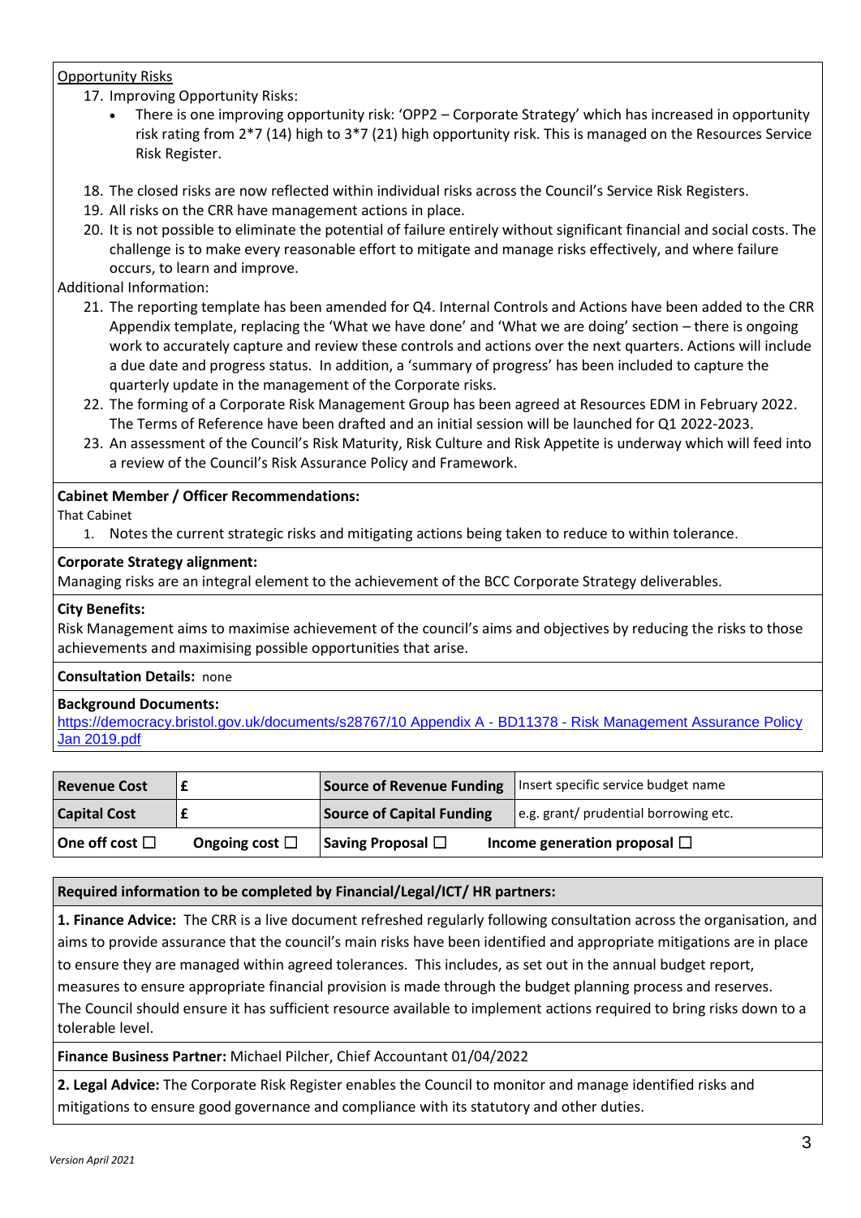Opportunity Risks

17. Improving Opportunity Risks:
    - There is one improving opportunity risk: 'OPP2 – Corporate Strategy' which has increased in opportunity risk rating from 2*7 (14) high to 3*7 (21) high opportunity risk. This is managed on the Resources Service Risk Register.

18. The closed risks are now reflected within individual risks across the Council's Service Risk Registers.
19. All risks on the CRR have management actions in place.
20. It is not possible to eliminate the potential of failure entirely without significant financial and social costs. The challenge is to make every reasonable effort to mitigate and manage risks effectively, and where failure occurs, to learn and improve.

Additional Information:

21. The reporting template has been amended for Q4. Internal Controls and Actions have been added to the CRR Appendix template, replacing the 'What we have done' and 'What we are doing' section – there is ongoing work to accurately capture and review these controls and actions over the next quarters. Actions will include a due date and progress status. In addition, a 'summary of progress' has been included to capture the quarterly update in the management of the Corporate risks.
22. The forming of a Corporate Risk Management Group has been agreed at Resources EDM in February 2022. The Terms of Reference have been drafted and an initial session will be launched for Q1 2022-2023.
23. An assessment of the Council's Risk Maturity, Risk Culture and Risk Appetite is underway which will feed into a review of the Council's Risk Assurance Policy and Framework.

**Cabinet Member / Officer Recommendations:**

That Cabinet

1. Notes the current strategic risks and mitigating actions being taken to reduce to within tolerance.

**Corporate Strategy alignment:**

Managing risks are an integral element to the achievement of the BCC Corporate Strategy deliverables.

**City Benefits:**

Risk Management aims to maximise achievement of the council's aims and objectives by reducing the risks to those achievements and maximising possible opportunities that arise.

**Consultation Details:** none

**Background Documents:**

https://democracy.bristol.gov.uk/documents/s28767/10 Appendix A - BD11378 - Risk Management Assurance Policy Jan 2019.pdf

| **Revenue Cost** | **£** | **Source of Revenue Funding** | Insert specific service budget name |
|---|---|---|---|
| **Capital Cost** | **£** | **Source of Capital Funding** | e.g. grant/ prudential borrowing etc. |
| **One off cost ☐** | **Ongoing cost ☐** | **Saving Proposal ☐** | **Income generation proposal ☐** |

**Required information to be completed by Financial/Legal/ICT/ HR partners:**

**1. Finance Advice:** The CRR is a live document refreshed regularly following consultation across the organisation, and aims to provide assurance that the council's main risks have been identified and appropriate mitigations are in place to ensure they are managed within agreed tolerances. This includes, as set out in the annual budget report, measures to ensure appropriate financial provision is made through the budget planning process and reserves. The Council should ensure it has sufficient resource available to implement actions required to bring risks down to a tolerable level.

**Finance Business Partner:** Michael Pilcher, Chief Accountant 01/04/2022

**2. Legal Advice:** The Corporate Risk Register enables the Council to monitor and manage identified risks and mitigations to ensure good governance and compliance with its statutory and other duties.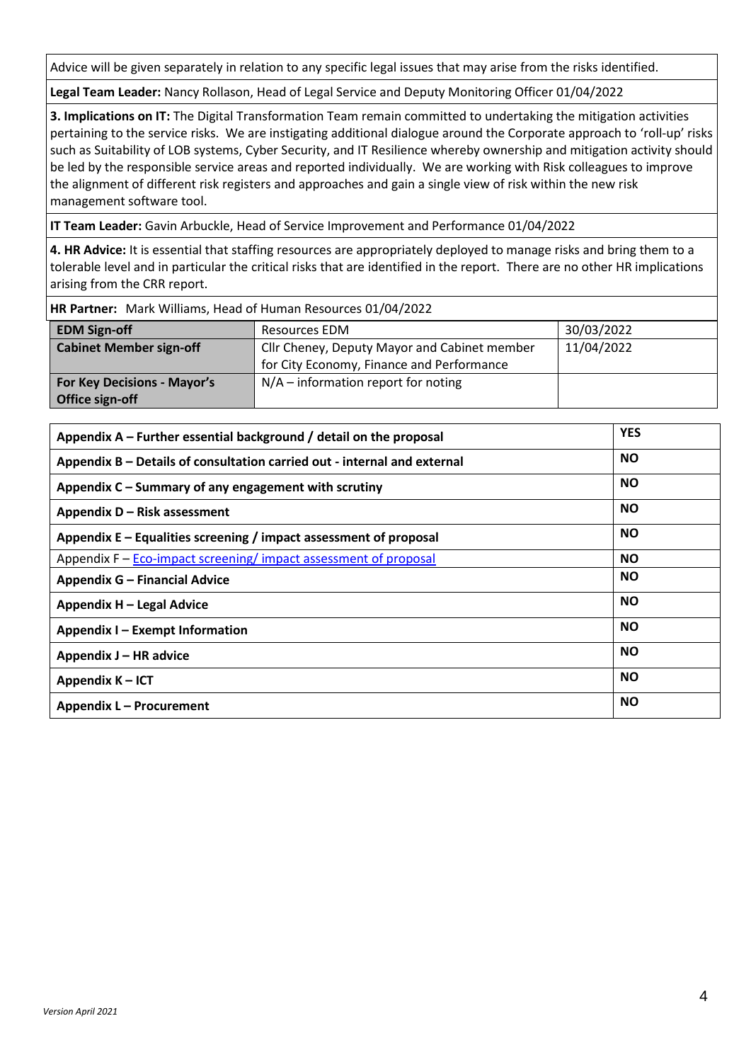Advice will be given separately in relation to any specific legal issues that may arise from the risks identified.

**Legal Team Leader:** Nancy Rollason, Head of Legal Service and Deputy Monitoring Officer 01/04/2022

**3. Implications on IT:** The Digital Transformation Team remain committed to undertaking the mitigation activities pertaining to the service risks. We are instigating additional dialogue around the Corporate approach to 'roll-up' risks such as Suitability of LOB systems, Cyber Security, and IT Resilience whereby ownership and mitigation activity should be led by the responsible service areas and reported individually. We are working with Risk colleagues to improve the alignment of different risk registers and approaches and gain a single view of risk within the new risk management software tool.

**IT Team Leader:** Gavin Arbuckle, Head of Service Improvement and Performance 01/04/2022

**4. HR Advice:** It is essential that staffing resources are appropriately deployed to manage risks and bring them to a tolerable level and in particular the critical risks that are identified in the report. There are no other HR implications arising from the CRR report.

**HR Partner:** Mark Williams, Head of Human Resources 01/04/2022

| | | |
|---|---|---|
| **EDM Sign-off** | Resources EDM | 30/03/2022 |
| **Cabinet Member sign-off** | Cllr Cheney, Deputy Mayor and Cabinet member for City Economy, Finance and Performance | 11/04/2022 |
| **For Key Decisions - Mayor's Office sign-off** | N/A – information report for noting | |

| | |
|---|---|
| **Appendix A – Further essential background / detail on the proposal** | **YES** |
| **Appendix B – Details of consultation carried out - internal and external** | **NO** |
| **Appendix C – Summary of any engagement with scrutiny** | **NO** |
| **Appendix D – Risk assessment** | **NO** |
| **Appendix E – Equalities screening / impact assessment of proposal** | **NO** |
| Appendix F – Eco-impact screening/ impact assessment of proposal | **NO** |
| **Appendix G – Financial Advice** | **NO** |
| **Appendix H – Legal Advice** | **NO** |
| **Appendix I – Exempt Information** | **NO** |
| **Appendix J – HR advice** | **NO** |
| **Appendix K – ICT** | **NO** |
| **Appendix L – Procurement** | **NO** |